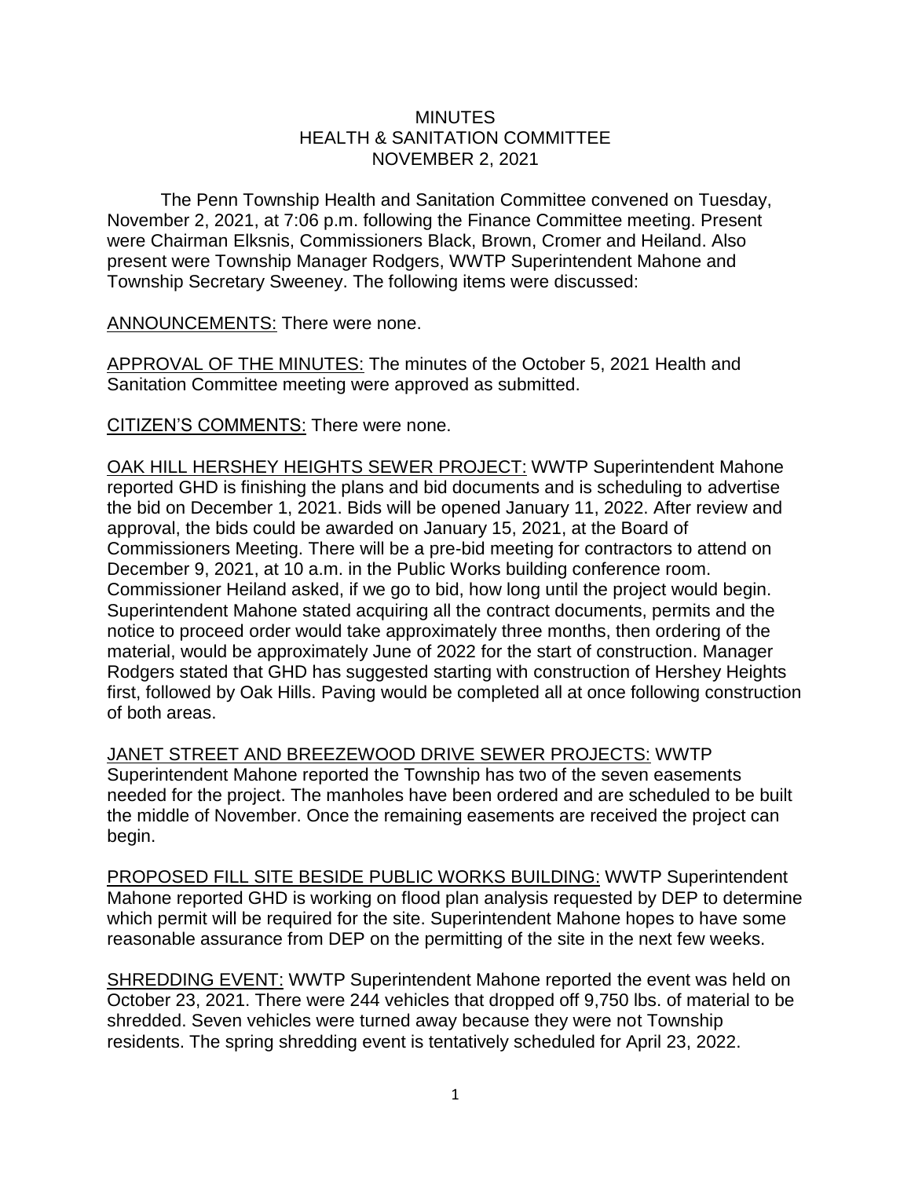# MINUTES
# HEALTH & SANITATION COMMITTEE
# NOVEMBER 2, 2021

The Penn Township Health and Sanitation Committee convened on Tuesday, November 2, 2021, at 7:06 p.m. following the Finance Committee meeting. Present were Chairman Elksnis, Commissioners Black, Brown, Cromer and Heiland. Also present were Township Manager Rodgers, WWTP Superintendent Mahone and Township Secretary Sweeney. The following items were discussed:

<u>ANNOUNCEMENTS:</u> There were none.

<u>APPROVAL OF THE MINUTES:</u> The minutes of the October 5, 2021 Health and Sanitation Committee meeting were approved as submitted.

<u>CITIZEN'S COMMENTS</u>: There were none.

<u>OAK HILL HERSHEY HEIGHTS SEWER PROJECT:</u> WWTP Superintendent Mahone reported GHD is finishing the plans and bid documents and is scheduling to advertise the bid on December 1, 2021. Bids will be opened January 11, 2022. After review and approval, the bids could be awarded on January 15, 2021, at the Board of Commissioners Meeting. There will be a pre-bid meeting for contractors to attend on December 9, 2021, at 10 a.m. in the Public Works building conference room. Commissioner Heiland asked, if we go to bid, how long until the project would begin. Superintendent Mahone stated acquiring all the contract documents, permits and the notice to proceed order would take approximately three months, then ordering of the material, would be approximately June of 2022 for the start of construction. Manager Rodgers stated that GHD has suggested starting with construction of Hershey Heights first, followed by Oak Hills. Paving would be completed all at once following construction of both areas.

<u>JANET STREET AND BREEZEWOOD DRIVE SEWER PROJECTS:</u> WWTP Superintendent Mahone reported the Township has two of the seven easements needed for the project. The manholes have been ordered and are scheduled to be built the middle of November. Once the remaining easements are received the project can begin.

<u>PROPOSED FILL SITE BESIDE PUBLIC WORKS BUILDING:</u> WWTP Superintendent Mahone reported GHD is working on flood plan analysis requested by DEP to determine which permit will be required for the site. Superintendent Mahone hopes to have some reasonable assurance from DEP on the permitting of the site in the next few weeks.

<u>SHREDDING EVENT:</u> WWTP Superintendent Mahone reported the event was held on October 23, 2021. There were 244 vehicles that dropped off 9,750 lbs. of material to be shredded. Seven vehicles were turned away because they were not Township residents. The spring shredding event is tentatively scheduled for April 23, 2022.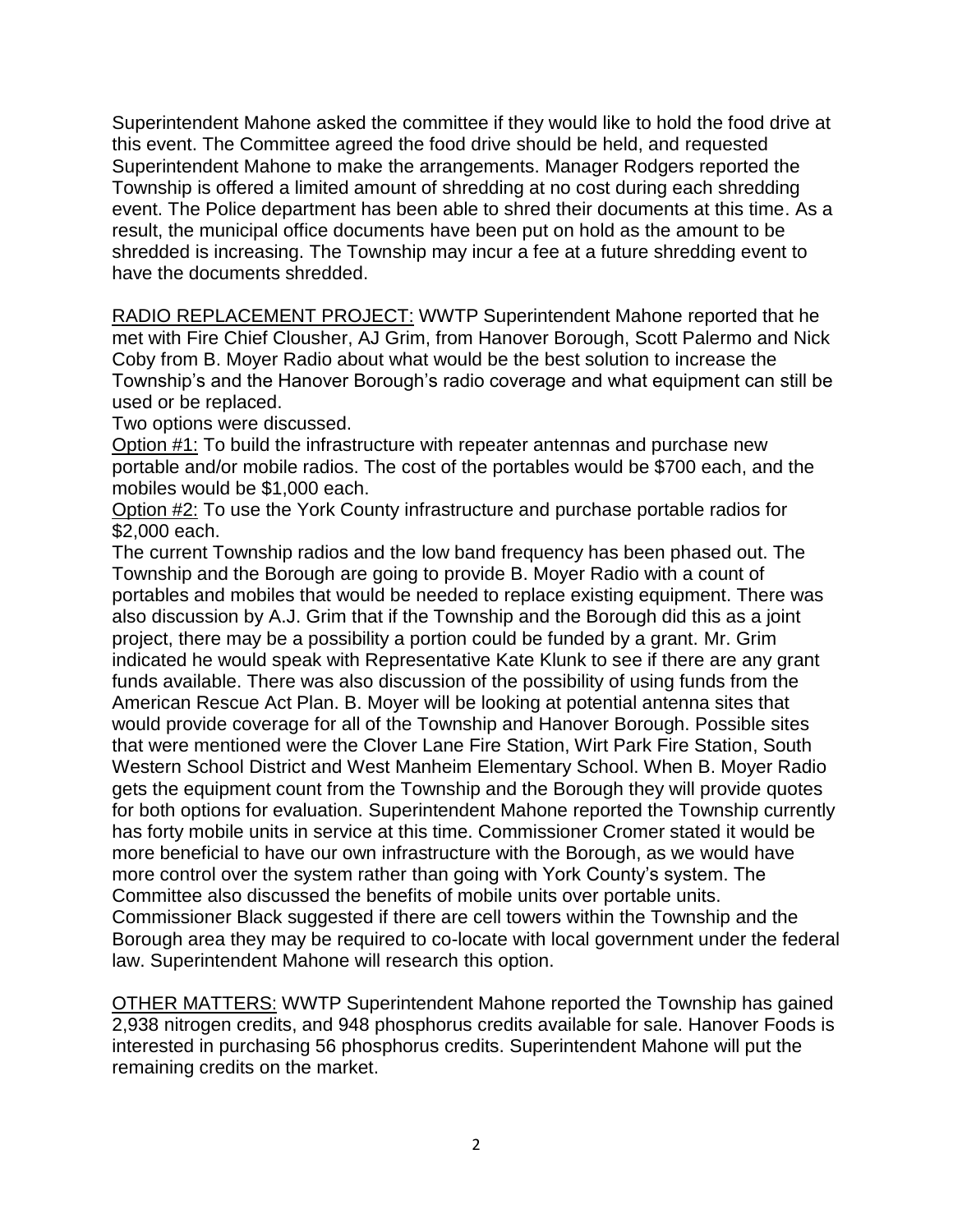Superintendent Mahone asked the committee if they would like to hold the food drive at this event. The Committee agreed the food drive should be held, and requested Superintendent Mahone to make the arrangements. Manager Rodgers reported the Township is offered a limited amount of shredding at no cost during each shredding event. The Police department has been able to shred their documents at this time. As a result, the municipal office documents have been put on hold as the amount to be shredded is increasing. The Township may incur a fee at a future shredding event to have the documents shredded.

RADIO REPLACEMENT PROJECT: WWTP Superintendent Mahone reported that he met with Fire Chief Clousher, AJ Grim, from Hanover Borough, Scott Palermo and Nick Coby from B. Moyer Radio about what would be the best solution to increase the Township's and the Hanover Borough's radio coverage and what equipment can still be used or be replaced.

Two options were discussed.

Option #1: To build the infrastructure with repeater antennas and purchase new portable and/or mobile radios. The cost of the portables would be $700 each, and the mobiles would be $1,000 each.

Option #2: To use the York County infrastructure and purchase portable radios for $2,000 each.

The current Township radios and the low band frequency has been phased out. The Township and the Borough are going to provide B. Moyer Radio with a count of portables and mobiles that would be needed to replace existing equipment. There was also discussion by A.J. Grim that if the Township and the Borough did this as a joint project, there may be a possibility a portion could be funded by a grant. Mr. Grim indicated he would speak with Representative Kate Klunk to see if there are any grant funds available. There was also discussion of the possibility of using funds from the American Rescue Act Plan. B. Moyer will be looking at potential antenna sites that would provide coverage for all of the Township and Hanover Borough. Possible sites that were mentioned were the Clover Lane Fire Station, Wirt Park Fire Station, South Western School District and West Manheim Elementary School. When B. Moyer Radio gets the equipment count from the Township and the Borough they will provide quotes for both options for evaluation. Superintendent Mahone reported the Township currently has forty mobile units in service at this time. Commissioner Cromer stated it would be more beneficial to have our own infrastructure with the Borough, as we would have more control over the system rather than going with York County's system. The Committee also discussed the benefits of mobile units over portable units. Commissioner Black suggested if there are cell towers within the Township and the Borough area they may be required to co-locate with local government under the federal law. Superintendent Mahone will research this option.

OTHER MATTERS: WWTP Superintendent Mahone reported the Township has gained 2,938 nitrogen credits, and 948 phosphorus credits available for sale. Hanover Foods is interested in purchasing 56 phosphorus credits. Superintendent Mahone will put the remaining credits on the market.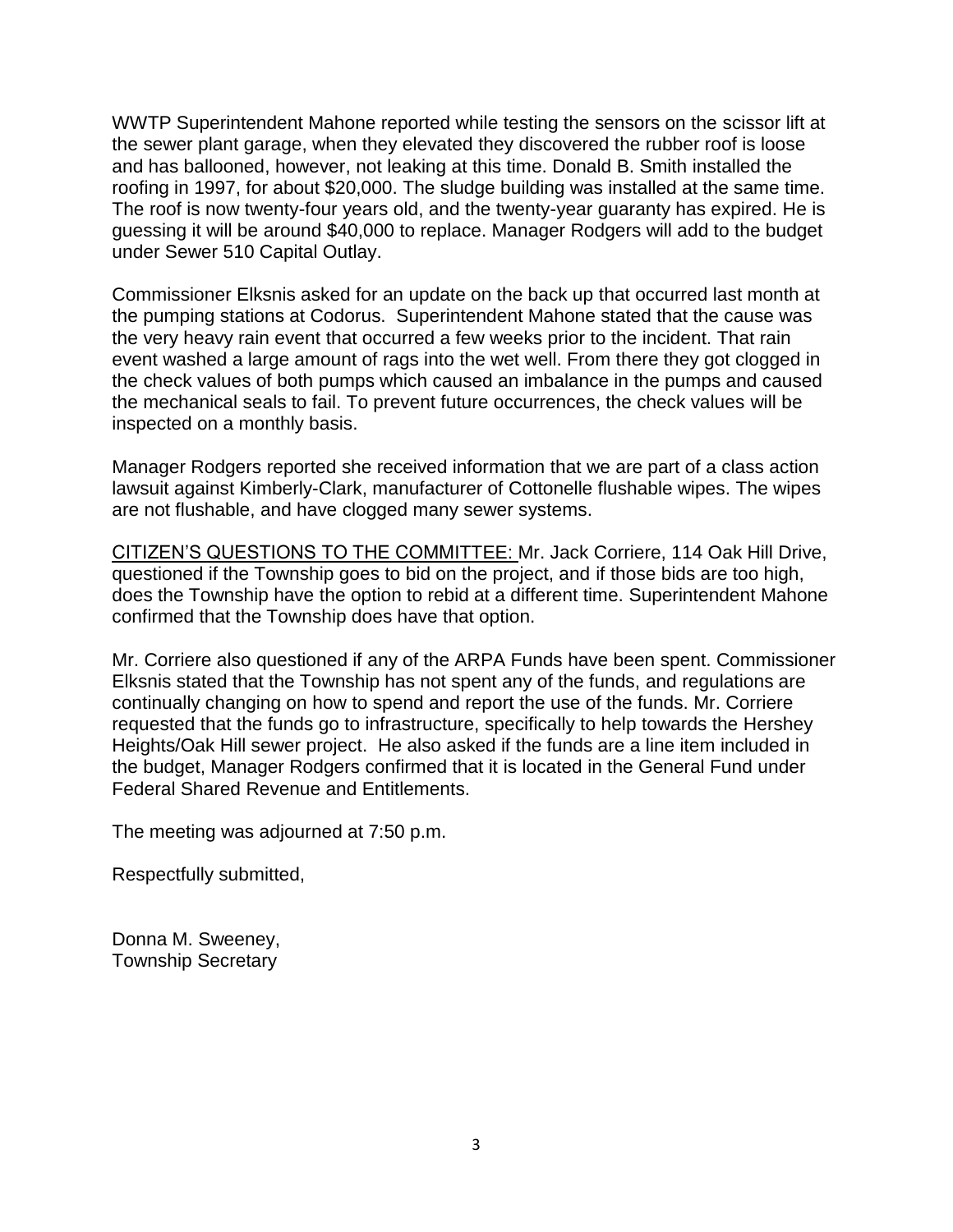WWTP Superintendent Mahone reported while testing the sensors on the scissor lift at the sewer plant garage, when they elevated they discovered the rubber roof is loose and has ballooned, however, not leaking at this time. Donald B. Smith installed the roofing in 1997, for about $20,000. The sludge building was installed at the same time. The roof is now twenty-four years old, and the twenty-year guaranty has expired. He is guessing it will be around $40,000 to replace. Manager Rodgers will add to the budget under Sewer 510 Capital Outlay.

Commissioner Elksnis asked for an update on the back up that occurred last month at the pumping stations at Codorus. Superintendent Mahone stated that the cause was the very heavy rain event that occurred a few weeks prior to the incident. That rain event washed a large amount of rags into the wet well. From there they got clogged in the check values of both pumps which caused an imbalance in the pumps and caused the mechanical seals to fail. To prevent future occurrences, the check values will be inspected on a monthly basis.

Manager Rodgers reported she received information that we are part of a class action lawsuit against Kimberly-Clark, manufacturer of Cottonelle flushable wipes. The wipes are not flushable, and have clogged many sewer systems.

<u>CITIZEN'S QUESTIONS TO THE COMMITTEE:</u> Mr. Jack Corriere, 114 Oak Hill Drive, questioned if the Township goes to bid on the project, and if those bids are too high, does the Township have the option to rebid at a different time. Superintendent Mahone confirmed that the Township does have that option.

Mr. Corriere also questioned if any of the ARPA Funds have been spent. Commissioner Elksnis stated that the Township has not spent any of the funds, and regulations are continually changing on how to spend and report the use of the funds. Mr. Corriere requested that the funds go to infrastructure, specifically to help towards the Hershey Heights/Oak Hill sewer project. He also asked if the funds are a line item included in the budget, Manager Rodgers confirmed that it is located in the General Fund under Federal Shared Revenue and Entitlements.

The meeting was adjourned at 7:50 p.m.

Respectfully submitted,

Donna M. Sweeney,
Township Secretary